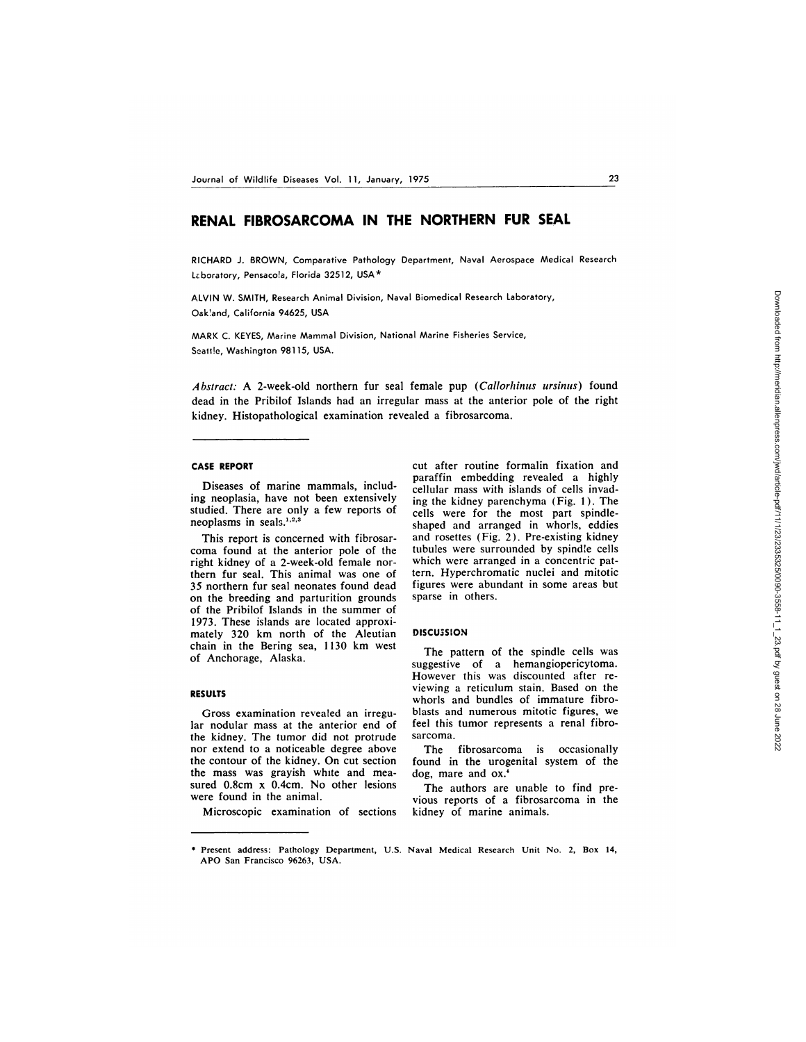# RENAL FIBROSARCOMA IN THE NORTHERN FUR SEAL

RICHARD J. BROWN, Comparative Pathology Department, Naval Aerospace Medical Research Laboratory, Pensacola, Florida 32512, USA*

ALVIN W. SMITH, Research Animal Division, Naval Biomedical Research Laboratory, Oakland, California 94625, USA

MARK C. KEYES, Marine Mammal Division, National Marine Fisheries Service, Seattle, Washington 98115, USA.

*Abstract:* A 2-week-old northern fur seal female pup (*Callorhinus ursinus*) found dead in the Pribilof Islands had an irregular mass at the anterior pole of the right kidney. Histopathological examination revealed a fibrosarcoma.

## CASE REPORT

Diseases of marine mammals, including neoplasia, have not been extensively studied. There are only a few reports of neoplasms in seals.[1,2,3]

This report is concerned with fibrosarcoma found at the anterior pole of the right kidney of a 2-week-old female northern fur seal. This animal was one of 35 northern fur seal neonates found dead on the breeding and parturition grounds of the Pribilof Islands in the summer of 1973. These islands are located approximately 320 km north of the Aleutian chain in the Bering sea, 1130 km west of Anchorage, Alaska.

## RESULTS

Gross examination revealed an irregular nodular mass at the anterior end of the kidney. The tumor did not protrude nor extend to a noticeable degree above the contour of the kidney. On cut section the mass was grayish white and measured 0.8cm x 0.4cm. No other lesions were found in the animal.

Microscopic examination of sections cut after routine formalin fixation and paraffin embedding revealed a highly cellular mass with islands of cells invading the kidney parenchyma (Fig. 1). The cells were for the most part spindle-shaped and arranged in whorls, eddies and rosettes (Fig. 2). Pre-existing kidney tubules were surrounded by spindle cells which were arranged in a concentric pattern. Hyperchromatic nuclei and mitotic figures were abundant in some areas but sparse in others.

## DISCUSSION

The pattern of the spindle cells was suggestive of a hemangiopericytoma. However this was discounted after reviewing a reticulum stain. Based on the whorls and bundles of immature fibroblasts and numerous mitotic figures, we feel this tumor represents a renal fibrosarcoma.

The fibrosarcoma is occasionally found in the urogenital system of the dog, mare and ox.[4]

The authors are unable to find previous reports of a fibrosarcoma in the kidney of marine animals.

---

* Present address: Pathology Department, U.S. Naval Medical Research Unit No. 2, Box 14, APO San Francisco 96263, USA.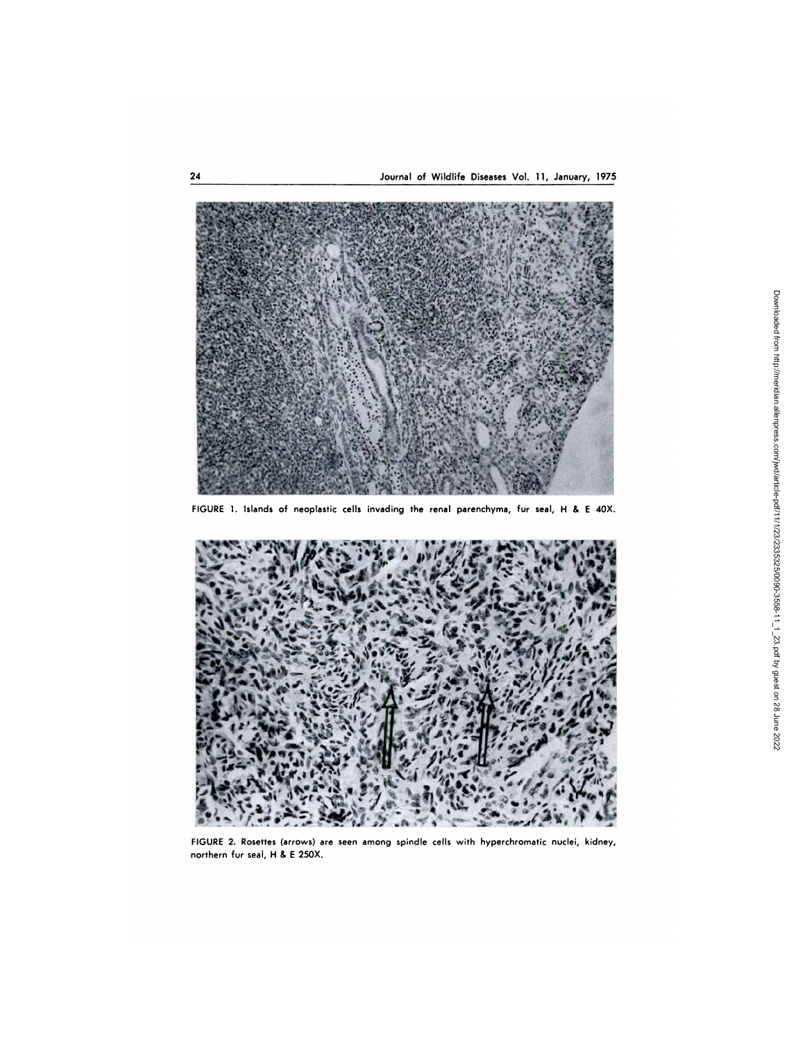FIGURE 1. Islands of neoplastic cells invading the renal parenchyma, fur seal, H & E 40X.

FIGURE 2. Rosettes (arrows) are seen among spindle cells with hyperchromatic nuclei, kidney, northern fur seal, H & E 250X.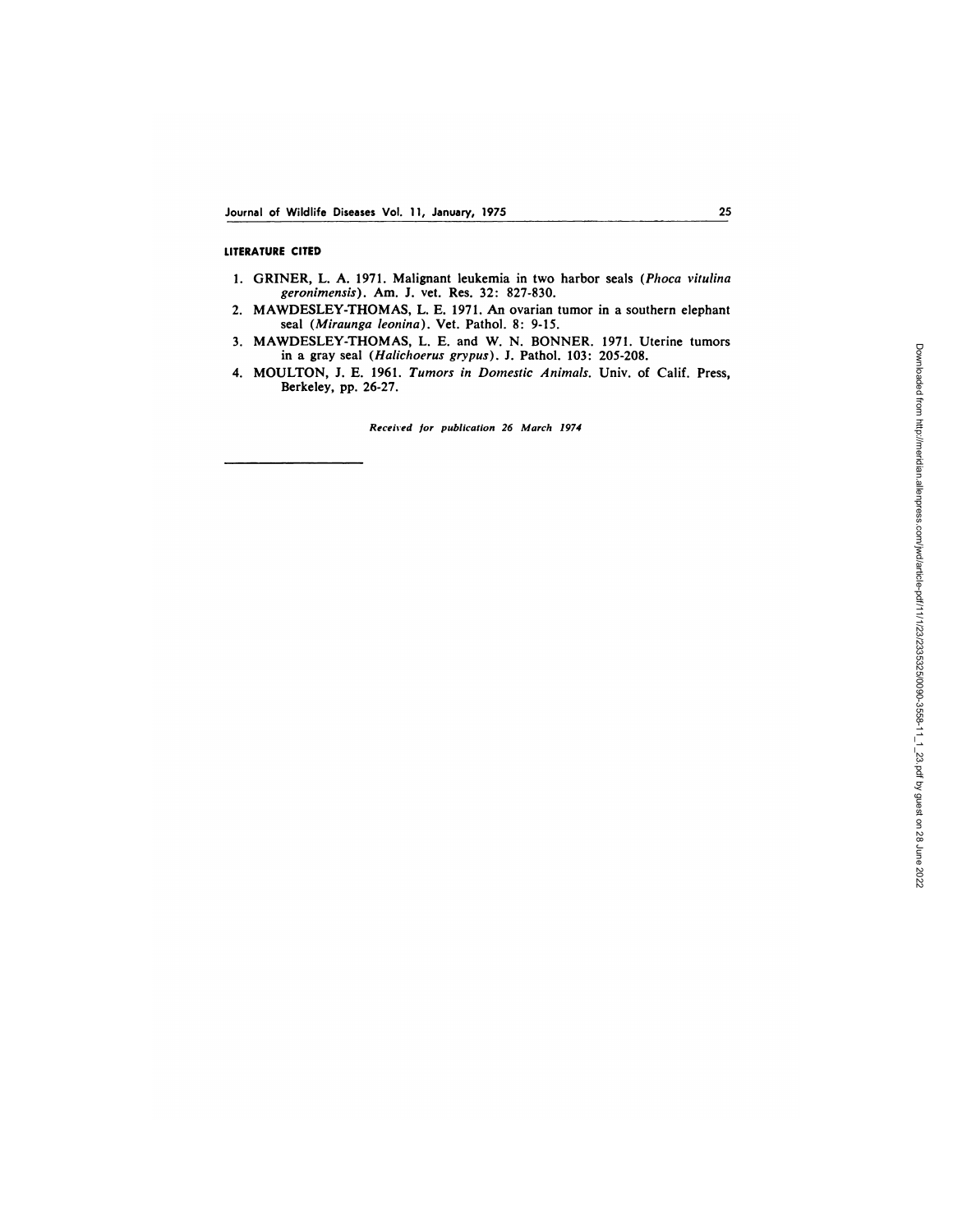## LITERATURE CITED

1. GRINER, L. A. 1971. Malignant leukemia in two harbor seals (*Phoca vitulina geronimensis*). Am. J. vet. Res. 32: 827-830.
2. MAWDESLEY-THOMAS, L. E. 1971. An ovarian tumor in a southern elephant seal (*Miraunga leonina*). Vet. Pathol. 8: 9-15.
3. MAWDESLEY-THOMAS, L. E. and W. N. BONNER. 1971. Uterine tumors in a gray seal (*Halichoerus grypus*). J. Pathol. 103: 205-208.
4. MOULTON, J. E. 1961. *Tumors in Domestic Animals*. Univ. of Calif. Press, Berkeley, pp. 26-27.

*Received for publication 26 March 1974*